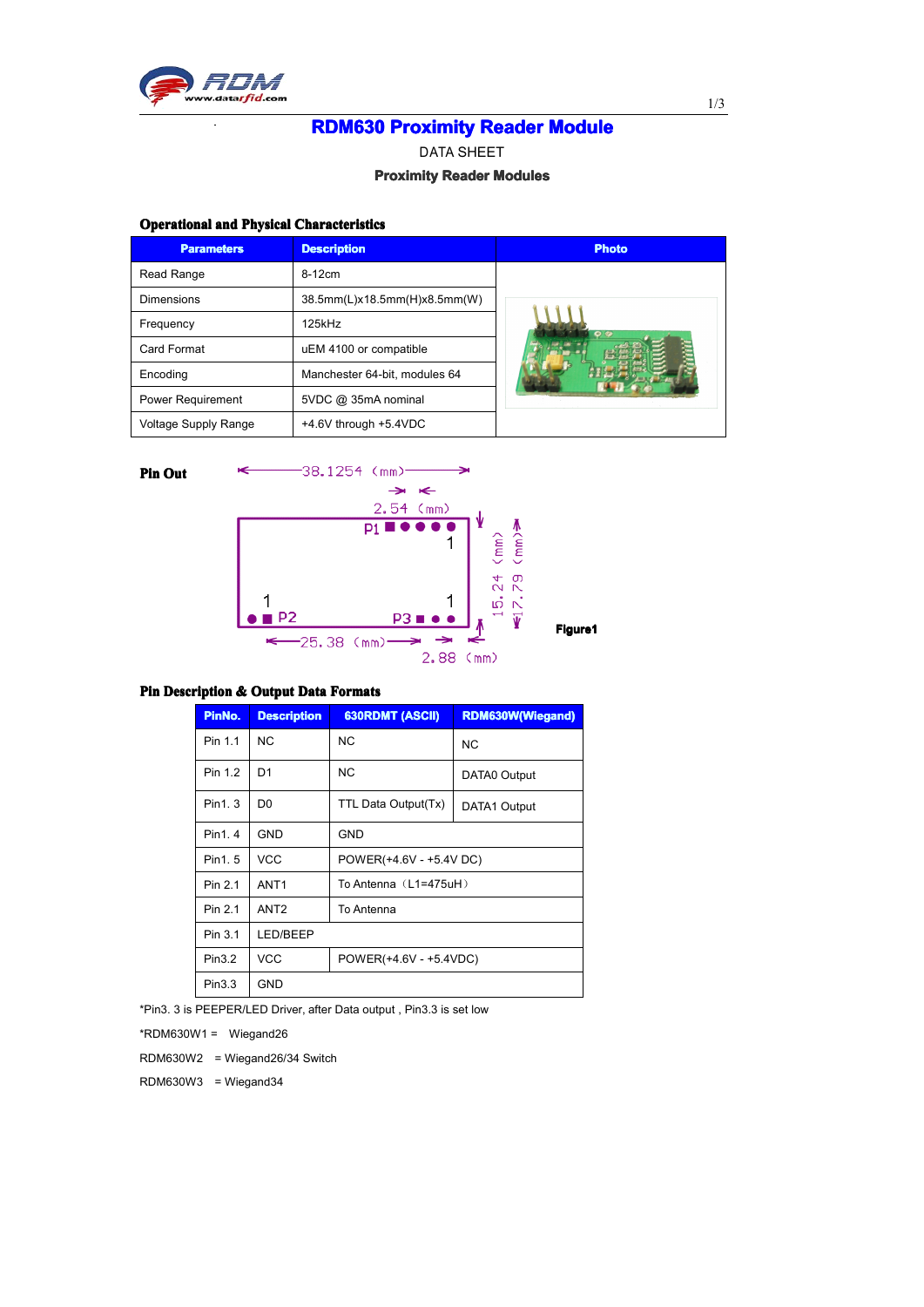# RDM630 Proximity Reader Module

DATA SHEET

**Proximity Reader Modules**

## Operational and Physical Characteristics

| Parameters | Description | Photo |
|---|---|---|
| Read Range | 8-12cm | |
| Dimensions | 38.5mm(L)x18.5mm(H)x8.5mm(W) | |
| Frequency | 125kHz | |
| Card Format | uEM 4100 or compatible | |
| Encoding | Manchester 64-bit, modules 64 | |
| Power Requirement | 5VDC @ 35mA nominal | |
| Voltage Supply Range | +4.6V through +5.4VDC | |

## Pin Out

38.1254 (mm)

2.54 (mm)

P1

1

15.24 (mm)

17.79 (mm)

1

1

P2

P3

25.38 (mm)

2.88 (mm)

Figure1

## Pin Description & Output Data Formats

| PinNo. | Description | 630RDMT (ASCII) | RDM630W(Wiegand) |
|---|---|---|---|
| Pin 1.1 | NC | NC | NC |
| Pin 1.2 | D1 | NC | DATA0 Output |
| Pin1. 3 | D0 | TTL Data Output(Tx) | DATA1 Output |
| Pin1. 4 | GND | GND | |
| Pin1. 5 | VCC | POWER(+4.6V - +5.4V DC) | |
| Pin 2.1 | ANT1 | To Antenna（L1=475uH） | |
| Pin 2.1 | ANT2 | To Antenna | |
| Pin 3.1 | LED/BEEP | | |
| Pin3.2 | VCC | POWER(+4.6V - +5.4VDC) | |
| Pin3.3 | GND | | |

*Pin3. 3 is PEEPER/LED Driver, after Data output , Pin3.3 is set low

*RDM630W1 = Wiegand26

RDM630W2 = Wiegand26/34 Switch

RDM630W3 = Wiegand34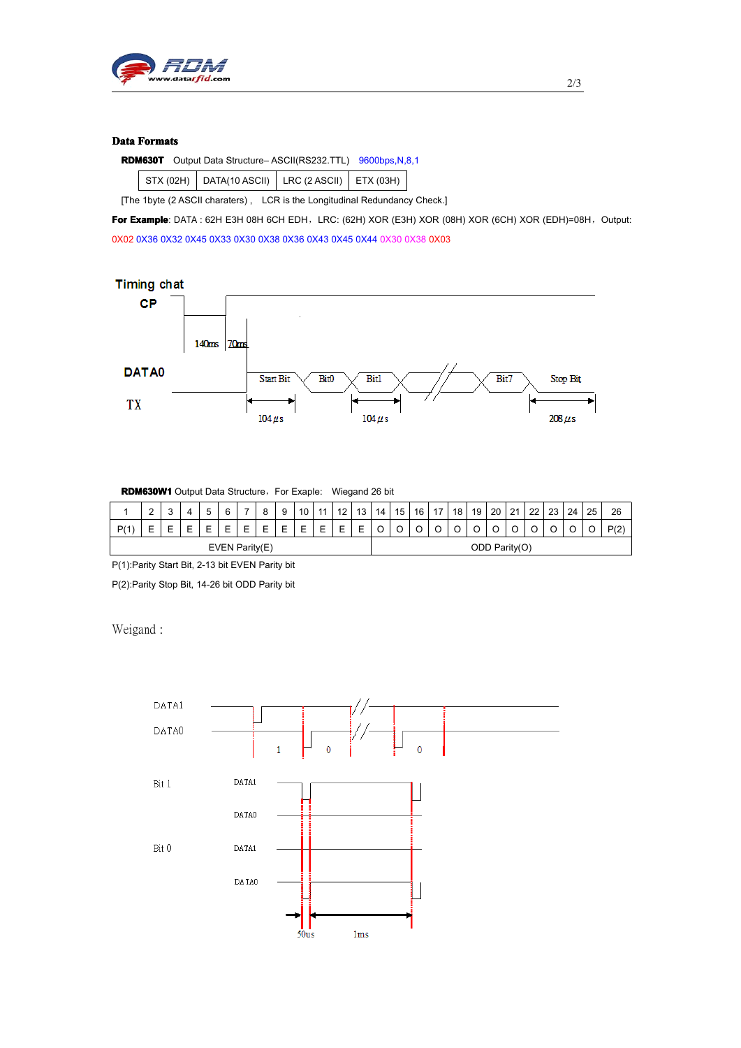**Data Formats**

**RDM630T** Output Data Structure– ASCII(RS232.TTL) 9600bps,N,8,1

| STX (02H) | DATA(10 ASCII) | LRC (2 ASCII) | ETX (03H) |
|---|---|---|---|

[The 1byte (2 ASCII charaters) , LCR is the Longitudinal Redundancy Check.]

**For Example**: DATA : 62H E3H 08H 6CH EDH，LRC: (62H) XOR (E3H) XOR (08H) XOR (6CH) XOR (EDH)=08H，Output: 0X02 0X36 0X32 0X45 0X33 0X30 0X38 0X36 0X43 0X45 0X44 0X30 0X38 0X03

Timing chat

CP

140ms 70ms

DATA0

TX

Start Bit Bit0 Bit1 Bit7 Stop Bit

104 µs 104 µs 208 µs

**RDM630W1** Output Data Structure，For Exaple: Wiegand 26 bit

| 1 | 2 | 3 | 4 | 5 | 6 | 7 | 8 | 9 | 10 | 11 | 12 | 13 | 14 | 15 | 16 | 17 | 18 | 19 | 20 | 21 | 22 | 23 | 24 | 25 | 26 |
|---|---|---|---|---|---|---|---|---|---|---|---|---|---|---|---|---|---|---|---|---|---|---|---|---|---|
| P(1) | E | E | E | E | E | E | E | E | E | E | E | E | O | O | O | O | O | O | O | O | O | O | O | O | P(2) |
| EVEN Parity(E) | | | | | | | | | | | | | ODD Parity(O) | | | | | | | | | | | | |

P(1):Parity Start Bit, 2-13 bit EVEN Parity bit

P(2):Parity Stop Bit, 14-26 bit ODD Parity bit

Weigand :

DATA1

DATA0

1 0 0

Bit 1 DATA1

DATA0

Bit 0 DATA1

DATA0

50us 1ms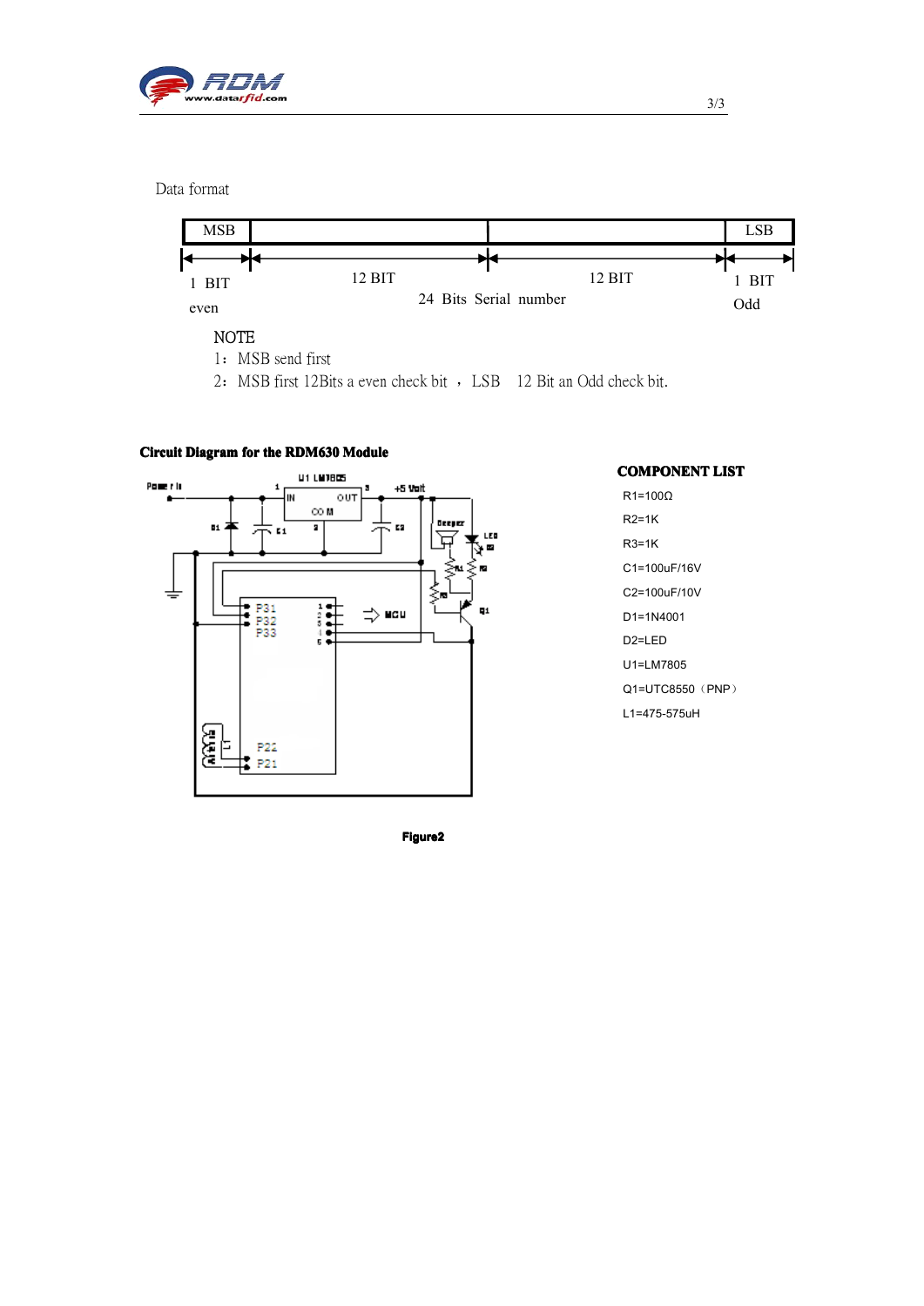Data format

| MSB | | | LSB |
|---|---|---|---|
| 1 BIT even | 12 BIT | 12 BIT | 1 BIT Odd |

24 Bits Serial number

NOTE

1：MSB send first

2：MSB first 12Bits a even check bit ，LSB 12 Bit an Odd check bit.

**Circuit Diagram for the RDM630 Module**

Power In

U1 LM7805

IN OUT

COM

+5 Volt

D1 C1 C2

Beeper

LED D2

R1 R2 R3

Q1

P31
P32
P33

MCU

P22
P21

L1

Figure2

**COMPONENT LIST**

R1=100Ω

R2=1K

R3=1K

C1=100uF/16V

C2=100uF/10V

D1=1N4001

D2=LED

U1=LM7805

Q1=UTC8550（PNP）

L1=475-575uH